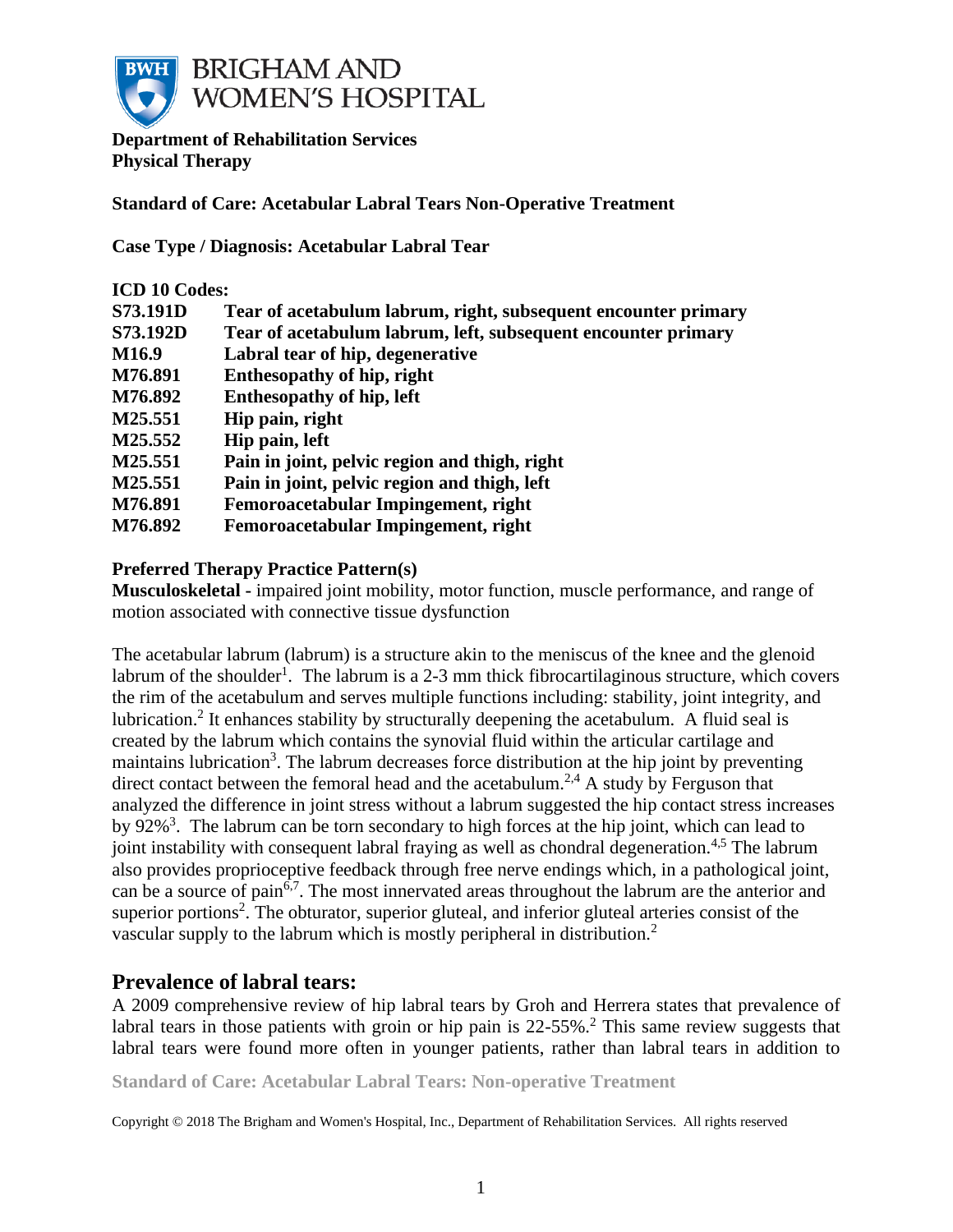**Department of Rehabilitation Services**
**Physical Therapy**

**Standard of Care: Acetabular Labral Tears Non-Operative Treatment**

**Case Type / Diagnosis: Acetabular Labral Tear**

**ICD 10 Codes:**

| | |
|---|---|
| **S73.191D** | **Tear of acetabulum labrum, right, subsequent encounter primary** |
| **S73.192D** | **Tear of acetabulum labrum, left, subsequent encounter primary** |
| **M16.9** | **Labral tear of hip, degenerative** |
| **M76.891** | **Enthesopathy of hip, right** |
| **M76.892** | **Enthesopathy of hip, left** |
| **M25.551** | **Hip pain, right** |
| **M25.552** | **Hip pain, left** |
| **M25.551** | **Pain in joint, pelvic region and thigh, right** |
| **M25.551** | **Pain in joint, pelvic region and thigh, left** |
| **M76.891** | **Femoroacetabular Impingement, right** |
| **M76.892** | **Femoroacetabular Impingement, right** |

**Preferred Therapy Practice Pattern(s)**

**Musculoskeletal -** impaired joint mobility, motor function, muscle performance, and range of motion associated with connective tissue dysfunction

The acetabular labrum (labrum) is a structure akin to the meniscus of the knee and the glenoid labrum of the shoulder[1]. The labrum is a 2-3 mm thick fibrocartilaginous structure, which covers the rim of the acetabulum and serves multiple functions including: stability, joint integrity, and lubrication.[2] It enhances stability by structurally deepening the acetabulum. A fluid seal is created by the labrum which contains the synovial fluid within the articular cartilage and maintains lubrication[3]. The labrum decreases force distribution at the hip joint by preventing direct contact between the femoral head and the acetabulum.[2,4] A study by Ferguson that analyzed the difference in joint stress without a labrum suggested the hip contact stress increases by 92%[3]. The labrum can be torn secondary to high forces at the hip joint, which can lead to joint instability with consequent labral fraying as well as chondral degeneration.[4,5] The labrum also provides proprioceptive feedback through free nerve endings which, in a pathological joint, can be a source of pain[6,7]. The most innervated areas throughout the labrum are the anterior and superior portions[2]. The obturator, superior gluteal, and inferior gluteal arteries consist of the vascular supply to the labrum which is mostly peripheral in distribution.[2]

## Prevalence of labral tears:

A 2009 comprehensive review of hip labral tears by Groh and Herrera states that prevalence of labral tears in those patients with groin or hip pain is 22-55%.[2] This same review suggests that labral tears were found more often in younger patients, rather than labral tears in addition to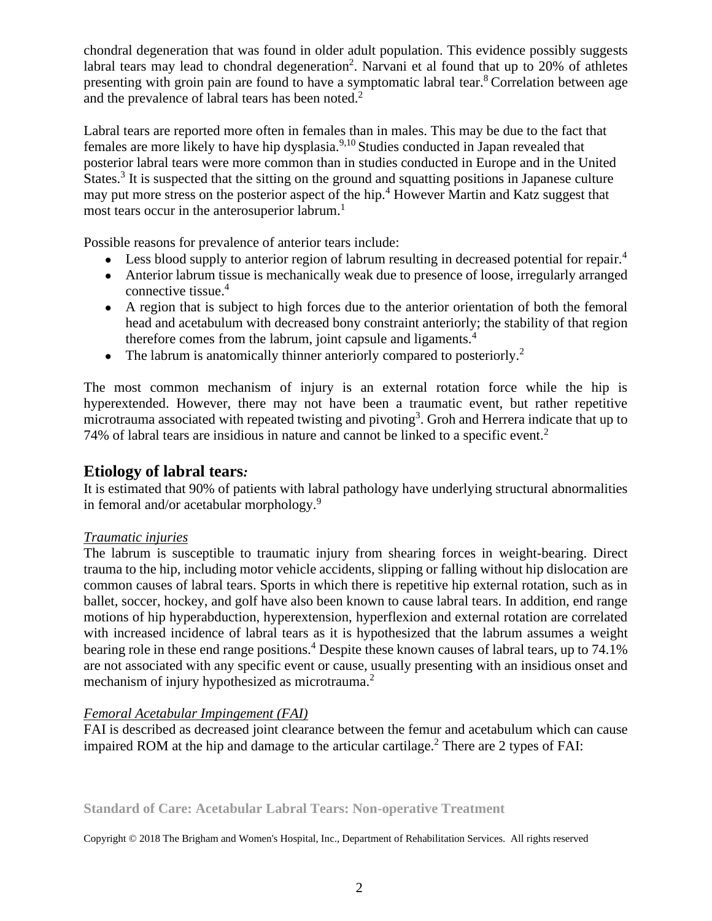chondral degeneration that was found in older adult population. This evidence possibly suggests labral tears may lead to chondral degeneration[2]. Narvani et al found that up to 20% of athletes presenting with groin pain are found to have a symptomatic labral tear.[8] Correlation between age and the prevalence of labral tears has been noted.[2]

Labral tears are reported more often in females than in males. This may be due to the fact that females are more likely to have hip dysplasia.[9,10] Studies conducted in Japan revealed that posterior labral tears were more common than in studies conducted in Europe and in the United States.[3] It is suspected that the sitting on the ground and squatting positions in Japanese culture may put more stress on the posterior aspect of the hip.[4] However Martin and Katz suggest that most tears occur in the anterosuperior labrum.[1]

Possible reasons for prevalence of anterior tears include:

- Less blood supply to anterior region of labrum resulting in decreased potential for repair.[4]
- Anterior labrum tissue is mechanically weak due to presence of loose, irregularly arranged connective tissue.[4]
- A region that is subject to high forces due to the anterior orientation of both the femoral head and acetabulum with decreased bony constraint anteriorly; the stability of that region therefore comes from the labrum, joint capsule and ligaments.[4]
- The labrum is anatomically thinner anteriorly compared to posteriorly.[2]

The most common mechanism of injury is an external rotation force while the hip is hyperextended. However, there may not have been a traumatic event, but rather repetitive microtrauma associated with repeated twisting and pivoting[3]. Groh and Herrera indicate that up to 74% of labral tears are insidious in nature and cannot be linked to a specific event.[2]

## Etiology of labral tears:

It is estimated that 90% of patients with labral pathology have underlying structural abnormalities in femoral and/or acetabular morphology.[9]

*Traumatic injuries*

The labrum is susceptible to traumatic injury from shearing forces in weight-bearing. Direct trauma to the hip, including motor vehicle accidents, slipping or falling without hip dislocation are common causes of labral tears. Sports in which there is repetitive hip external rotation, such as in ballet, soccer, hockey, and golf have also been known to cause labral tears. In addition, end range motions of hip hyperabduction, hyperextension, hyperflexion and external rotation are correlated with increased incidence of labral tears as it is hypothesized that the labrum assumes a weight bearing role in these end range positions.[4] Despite these known causes of labral tears, up to 74.1% are not associated with any specific event or cause, usually presenting with an insidious onset and mechanism of injury hypothesized as microtrauma.[2]

*Femoral Acetabular Impingement (FAI)*

FAI is described as decreased joint clearance between the femur and acetabulum which can cause impaired ROM at the hip and damage to the articular cartilage.[2] There are 2 types of FAI: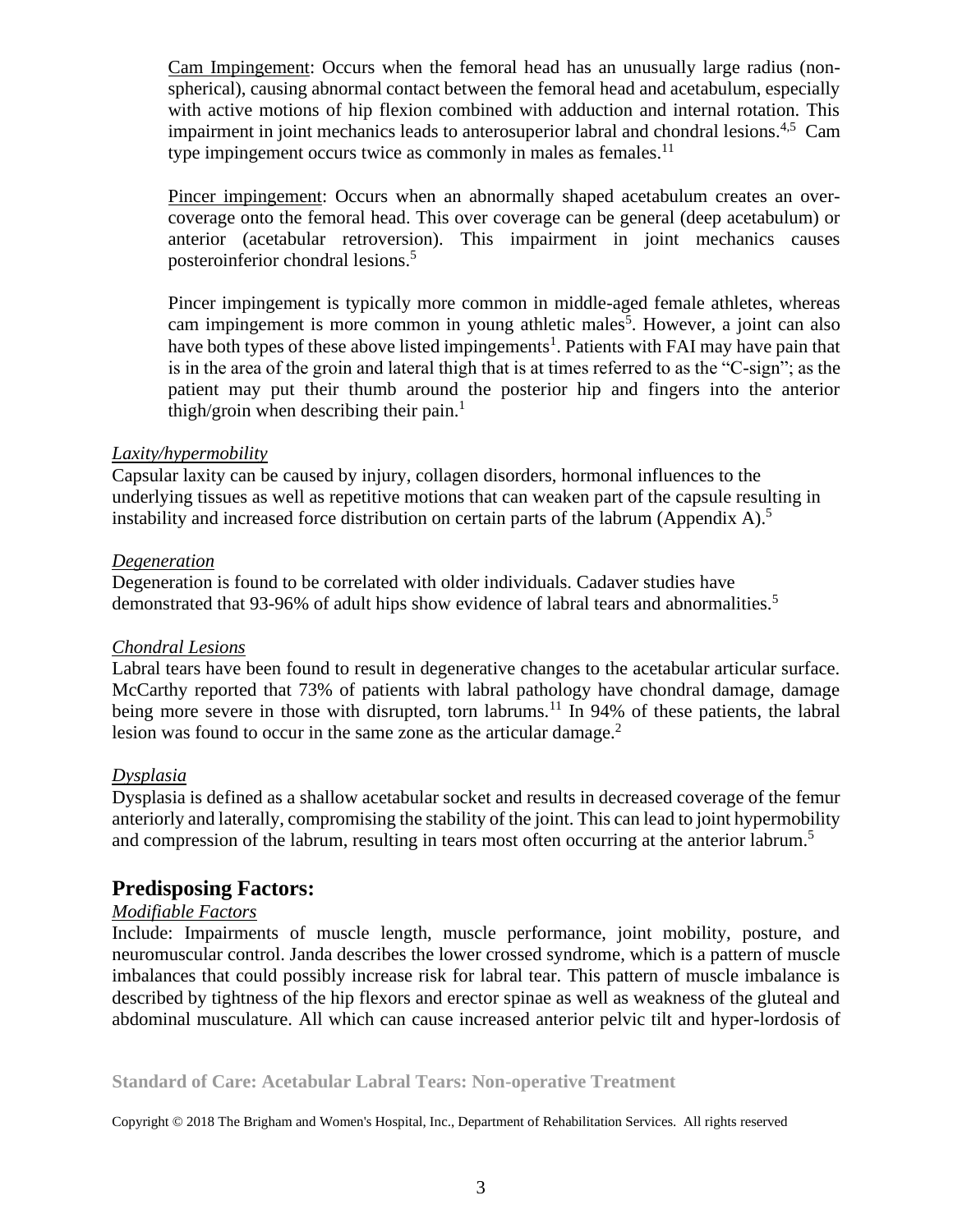Cam Impingement: Occurs when the femoral head has an unusually large radius (non-spherical), causing abnormal contact between the femoral head and acetabulum, especially with active motions of hip flexion combined with adduction and internal rotation. This impairment in joint mechanics leads to anterosuperior labral and chondral lesions.[4,5] Cam type impingement occurs twice as commonly in males as females.[11]

Pincer impingement: Occurs when an abnormally shaped acetabulum creates an over-coverage onto the femoral head. This over coverage can be general (deep acetabulum) or anterior (acetabular retroversion). This impairment in joint mechanics causes posteroinferior chondral lesions.[5]

Pincer impingement is typically more common in middle-aged female athletes, whereas cam impingement is more common in young athletic males[5]. However, a joint can also have both types of these above listed impingements[1]. Patients with FAI may have pain that is in the area of the groin and lateral thigh that is at times referred to as the "C-sign"; as the patient may put their thumb around the posterior hip and fingers into the anterior thigh/groin when describing their pain.[1]

*Laxity/hypermobility*

Capsular laxity can be caused by injury, collagen disorders, hormonal influences to the underlying tissues as well as repetitive motions that can weaken part of the capsule resulting in instability and increased force distribution on certain parts of the labrum (Appendix A).[5]

*Degeneration*

Degeneration is found to be correlated with older individuals. Cadaver studies have demonstrated that 93-96% of adult hips show evidence of labral tears and abnormalities.[5]

*Chondral Lesions*

Labral tears have been found to result in degenerative changes to the acetabular articular surface. McCarthy reported that 73% of patients with labral pathology have chondral damage, damage being more severe in those with disrupted, torn labrums.[11] In 94% of these patients, the labral lesion was found to occur in the same zone as the articular damage.[2]

*Dysplasia*

Dysplasia is defined as a shallow acetabular socket and results in decreased coverage of the femur anteriorly and laterally, compromising the stability of the joint. This can lead to joint hypermobility and compression of the labrum, resulting in tears most often occurring at the anterior labrum.[5]

## Predisposing Factors:

*Modifiable Factors*

Include: Impairments of muscle length, muscle performance, joint mobility, posture, and neuromuscular control. Janda describes the lower crossed syndrome, which is a pattern of muscle imbalances that could possibly increase risk for labral tear. This pattern of muscle imbalance is described by tightness of the hip flexors and erector spinae as well as weakness of the gluteal and abdominal musculature. All which can cause increased anterior pelvic tilt and hyper-lordosis of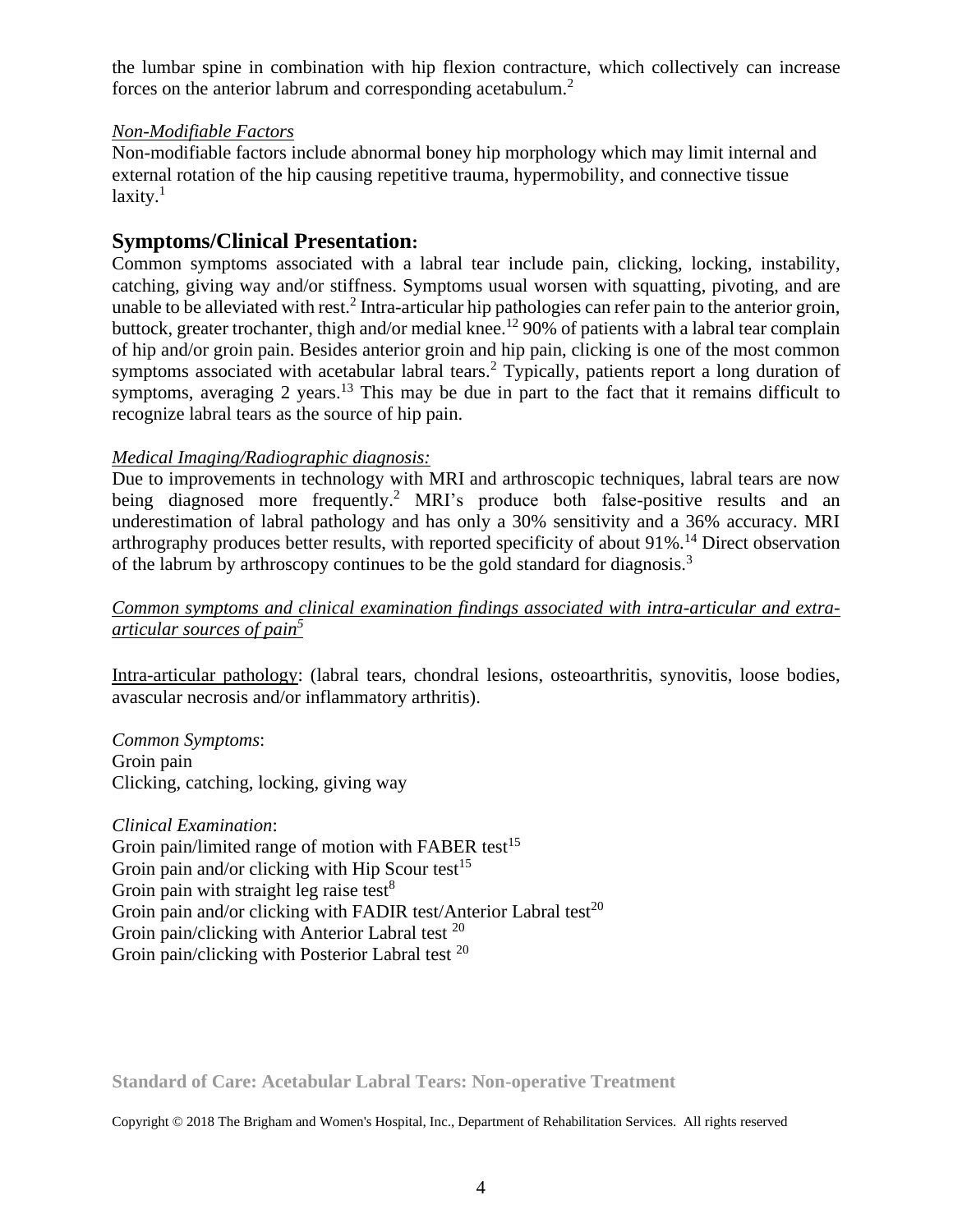the lumbar spine in combination with hip flexion contracture, which collectively can increase forces on the anterior labrum and corresponding acetabulum.[2]

*Non-Modifiable Factors*

Non-modifiable factors include abnormal boney hip morphology which may limit internal and external rotation of the hip causing repetitive trauma, hypermobility, and connective tissue laxity.[1]

## Symptoms/Clinical Presentation:

Common symptoms associated with a labral tear include pain, clicking, locking, instability, catching, giving way and/or stiffness. Symptoms usual worsen with squatting, pivoting, and are unable to be alleviated with rest.[2] Intra-articular hip pathologies can refer pain to the anterior groin, buttock, greater trochanter, thigh and/or medial knee.[12] 90% of patients with a labral tear complain of hip and/or groin pain. Besides anterior groin and hip pain, clicking is one of the most common symptoms associated with acetabular labral tears.[2] Typically, patients report a long duration of symptoms, averaging 2 years.[13] This may be due in part to the fact that it remains difficult to recognize labral tears as the source of hip pain.

*Medical Imaging/Radiographic diagnosis:*

Due to improvements in technology with MRI and arthroscopic techniques, labral tears are now being diagnosed more frequently.[2] MRI's produce both false-positive results and an underestimation of labral pathology and has only a 30% sensitivity and a 36% accuracy. MRI arthrography produces better results, with reported specificity of about 91%.[14] Direct observation of the labrum by arthroscopy continues to be the gold standard for diagnosis.[3]

*Common symptoms and clinical examination findings associated with intra-articular and extra-articular sources of pain*[5]

Intra-articular pathology: (labral tears, chondral lesions, osteoarthritis, synovitis, loose bodies, avascular necrosis and/or inflammatory arthritis).

*Common Symptoms*:
Groin pain
Clicking, catching, locking, giving way

*Clinical Examination*:
Groin pain/limited range of motion with FABER test[15]
Groin pain and/or clicking with Hip Scour test[15]
Groin pain with straight leg raise test[8]
Groin pain and/or clicking with FADIR test/Anterior Labral test[20]
Groin pain/clicking with Anterior Labral test [20]
Groin pain/clicking with Posterior Labral test [20]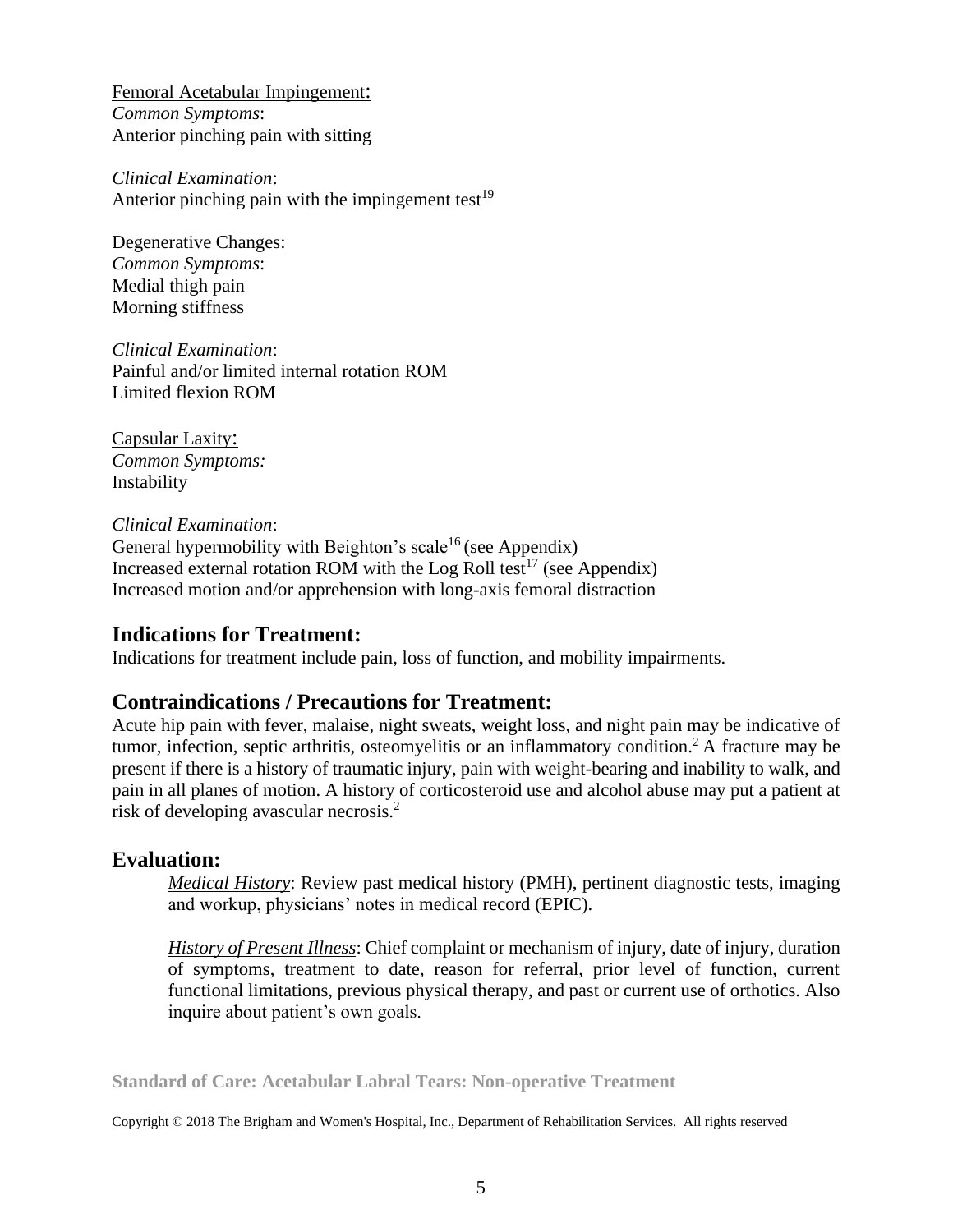Femoral Acetabular Impingement:

*Common Symptoms*:

Anterior pinching pain with sitting

*Clinical Examination*:

Anterior pinching pain with the impingement test[19]

Degenerative Changes:

*Common Symptoms*:

Medial thigh pain

Morning stiffness

*Clinical Examination*:

Painful and/or limited internal rotation ROM

Limited flexion ROM

Capsular Laxity:

*Common Symptoms:*

Instability

*Clinical Examination*:

General hypermobility with Beighton's scale[16] (see Appendix)

Increased external rotation ROM with the Log Roll test[17] (see Appendix)

Increased motion and/or apprehension with long-axis femoral distraction

## Indications for Treatment:

Indications for treatment include pain, loss of function, and mobility impairments.

## Contraindications / Precautions for Treatment:

Acute hip pain with fever, malaise, night sweats, weight loss, and night pain may be indicative of tumor, infection, septic arthritis, osteomyelitis or an inflammatory condition.[2] A fracture may be present if there is a history of traumatic injury, pain with weight-bearing and inability to walk, and pain in all planes of motion. A history of corticosteroid use and alcohol abuse may put a patient at risk of developing avascular necrosis.[2]

## Evaluation:

*Medical History*: Review past medical history (PMH), pertinent diagnostic tests, imaging and workup, physicians' notes in medical record (EPIC).

*History of Present Illness*: Chief complaint or mechanism of injury, date of injury, duration of symptoms, treatment to date, reason for referral, prior level of function, current functional limitations, previous physical therapy, and past or current use of orthotics. Also inquire about patient's own goals.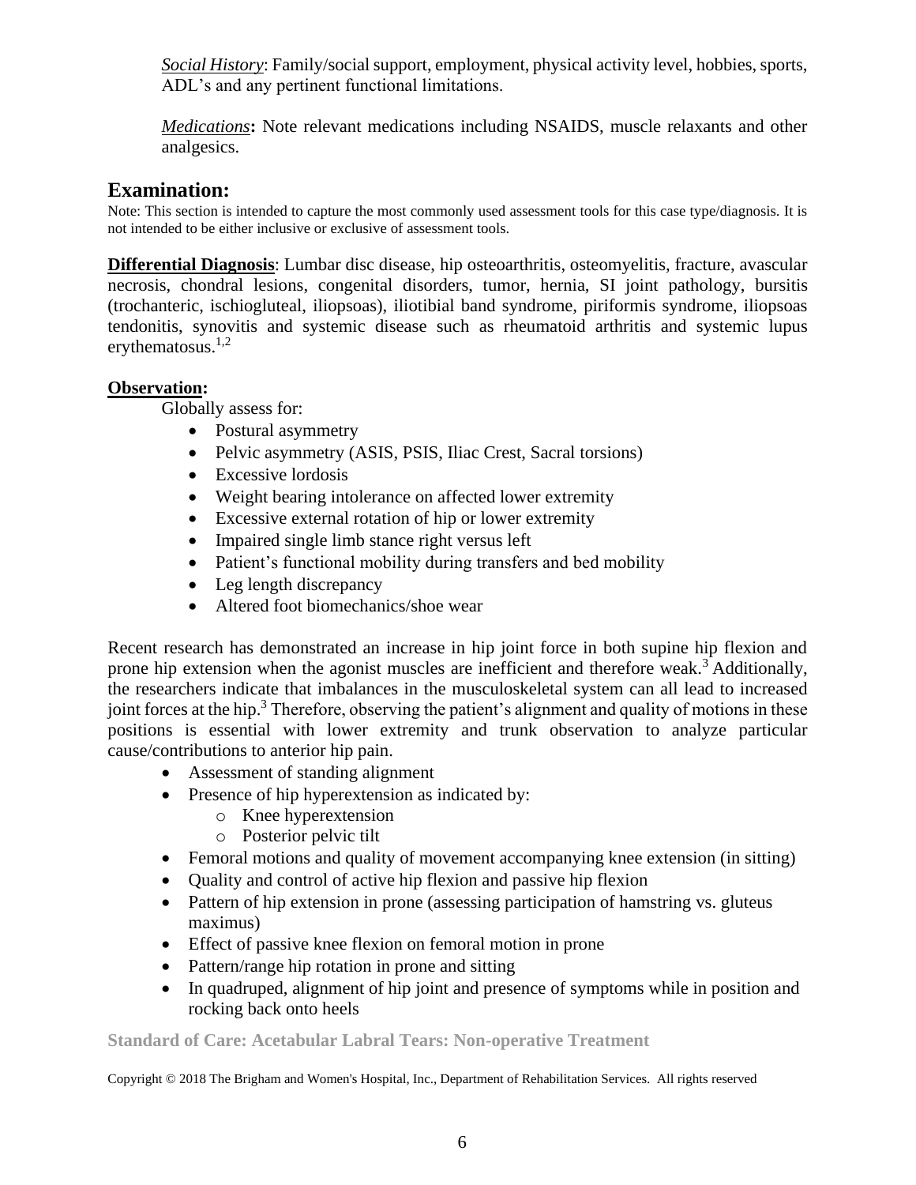*Social History*: Family/social support, employment, physical activity level, hobbies, sports, ADL's and any pertinent functional limitations.

*Medications***:** Note relevant medications including NSAIDS, muscle relaxants and other analgesics.

## Examination:

Note: This section is intended to capture the most commonly used assessment tools for this case type/diagnosis. It is not intended to be either inclusive or exclusive of assessment tools.

**Differential Diagnosis**: Lumbar disc disease, hip osteoarthritis, osteomyelitis, fracture, avascular necrosis, chondral lesions, congenital disorders, tumor, hernia, SI joint pathology, bursitis (trochanteric, ischiogluteal, iliopsoas), iliotibial band syndrome, piriformis syndrome, iliopsoas tendonitis, synovitis and systemic disease such as rheumatoid arthritis and systemic lupus erythematosus.[1,2]

**Observation:**

Globally assess for:

- Postural asymmetry
- Pelvic asymmetry (ASIS, PSIS, Iliac Crest, Sacral torsions)
- Excessive lordosis
- Weight bearing intolerance on affected lower extremity
- Excessive external rotation of hip or lower extremity
- Impaired single limb stance right versus left
- Patient's functional mobility during transfers and bed mobility
- Leg length discrepancy
- Altered foot biomechanics/shoe wear

Recent research has demonstrated an increase in hip joint force in both supine hip flexion and prone hip extension when the agonist muscles are inefficient and therefore weak.[3] Additionally, the researchers indicate that imbalances in the musculoskeletal system can all lead to increased joint forces at the hip.[3] Therefore, observing the patient's alignment and quality of motions in these positions is essential with lower extremity and trunk observation to analyze particular cause/contributions to anterior hip pain.

- Assessment of standing alignment
- Presence of hip hyperextension as indicated by:
  - Knee hyperextension
  - Posterior pelvic tilt
- Femoral motions and quality of movement accompanying knee extension (in sitting)
- Quality and control of active hip flexion and passive hip flexion
- Pattern of hip extension in prone (assessing participation of hamstring vs. gluteus maximus)
- Effect of passive knee flexion on femoral motion in prone
- Pattern/range hip rotation in prone and sitting
- In quadruped, alignment of hip joint and presence of symptoms while in position and rocking back onto heels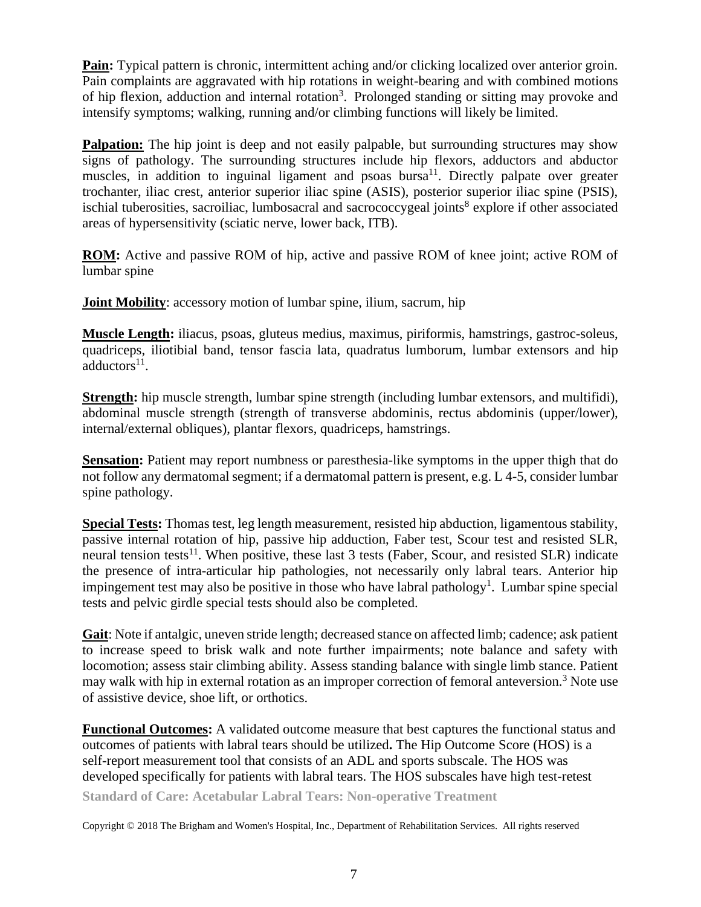**Pain:** Typical pattern is chronic, intermittent aching and/or clicking localized over anterior groin. Pain complaints are aggravated with hip rotations in weight-bearing and with combined motions of hip flexion, adduction and internal rotation[3]. Prolonged standing or sitting may provoke and intensify symptoms; walking, running and/or climbing functions will likely be limited.

**Palpation:** The hip joint is deep and not easily palpable, but surrounding structures may show signs of pathology. The surrounding structures include hip flexors, adductors and abductor muscles, in addition to inguinal ligament and psoas bursa[11]. Directly palpate over greater trochanter, iliac crest, anterior superior iliac spine (ASIS), posterior superior iliac spine (PSIS), ischial tuberosities, sacroiliac, lumbosacral and sacrococcygeal joints[8] explore if other associated areas of hypersensitivity (sciatic nerve, lower back, ITB).

**ROM:** Active and passive ROM of hip, active and passive ROM of knee joint; active ROM of lumbar spine

**Joint Mobility**: accessory motion of lumbar spine, ilium, sacrum, hip

**Muscle Length:** iliacus, psoas, gluteus medius, maximus, piriformis, hamstrings, gastroc-soleus, quadriceps, iliotibial band, tensor fascia lata, quadratus lumborum, lumbar extensors and hip adductors[11].

**Strength:** hip muscle strength, lumbar spine strength (including lumbar extensors, and multifidi), abdominal muscle strength (strength of transverse abdominis, rectus abdominis (upper/lower), internal/external obliques), plantar flexors, quadriceps, hamstrings.

**Sensation:** Patient may report numbness or paresthesia-like symptoms in the upper thigh that do not follow any dermatomal segment; if a dermatomal pattern is present, e.g. L 4-5, consider lumbar spine pathology.

**Special Tests:** Thomas test, leg length measurement, resisted hip abduction, ligamentous stability, passive internal rotation of hip, passive hip adduction, Faber test, Scour test and resisted SLR, neural tension tests[11]. When positive, these last 3 tests (Faber, Scour, and resisted SLR) indicate the presence of intra-articular hip pathologies, not necessarily only labral tears. Anterior hip impingement test may also be positive in those who have labral pathology[1]. Lumbar spine special tests and pelvic girdle special tests should also be completed.

**Gait**: Note if antalgic, uneven stride length; decreased stance on affected limb; cadence; ask patient to increase speed to brisk walk and note further impairments; note balance and safety with locomotion; assess stair climbing ability. Assess standing balance with single limb stance. Patient may walk with hip in external rotation as an improper correction of femoral anteversion.[3] Note use of assistive device, shoe lift, or orthotics.

**Functional Outcomes:** A validated outcome measure that best captures the functional status and outcomes of patients with labral tears should be utilized**.** The Hip Outcome Score (HOS) is a self-report measurement tool that consists of an ADL and sports subscale. The HOS was developed specifically for patients with labral tears. The HOS subscales have high test-retest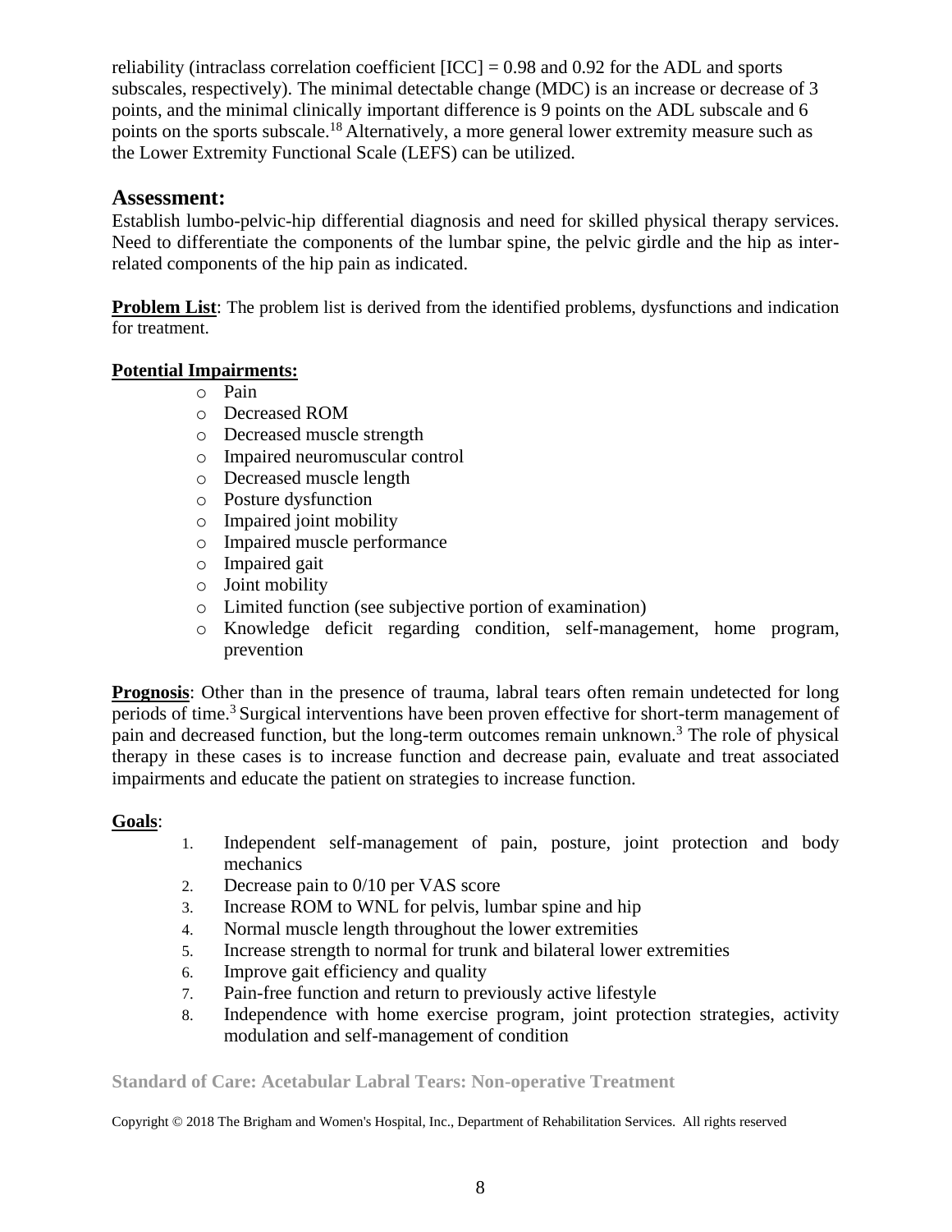reliability (intraclass correlation coefficient [ICC] = 0.98 and 0.92 for the ADL and sports subscales, respectively). The minimal detectable change (MDC) is an increase or decrease of 3 points, and the minimal clinically important difference is 9 points on the ADL subscale and 6 points on the sports subscale.[18] Alternatively, a more general lower extremity measure such as the Lower Extremity Functional Scale (LEFS) can be utilized.

## Assessment:

Establish lumbo-pelvic-hip differential diagnosis and need for skilled physical therapy services. Need to differentiate the components of the lumbar spine, the pelvic girdle and the hip as inter-related components of the hip pain as indicated.

**Problem List**: The problem list is derived from the identified problems, dysfunctions and indication for treatment.

**Potential Impairments:**

- Pain
- Decreased ROM
- Decreased muscle strength
- Impaired neuromuscular control
- Decreased muscle length
- Posture dysfunction
- Impaired joint mobility
- Impaired muscle performance
- Impaired gait
- Joint mobility
- Limited function (see subjective portion of examination)
- Knowledge deficit regarding condition, self-management, home program, prevention

**Prognosis**: Other than in the presence of trauma, labral tears often remain undetected for long periods of time.[3] Surgical interventions have been proven effective for short-term management of pain and decreased function, but the long-term outcomes remain unknown.[3] The role of physical therapy in these cases is to increase function and decrease pain, evaluate and treat associated impairments and educate the patient on strategies to increase function.

**Goals**:

1. Independent self-management of pain, posture, joint protection and body mechanics
2. Decrease pain to 0/10 per VAS score
3. Increase ROM to WNL for pelvis, lumbar spine and hip
4. Normal muscle length throughout the lower extremities
5. Increase strength to normal for trunk and bilateral lower extremities
6. Improve gait efficiency and quality
7. Pain-free function and return to previously active lifestyle
8. Independence with home exercise program, joint protection strategies, activity modulation and self-management of condition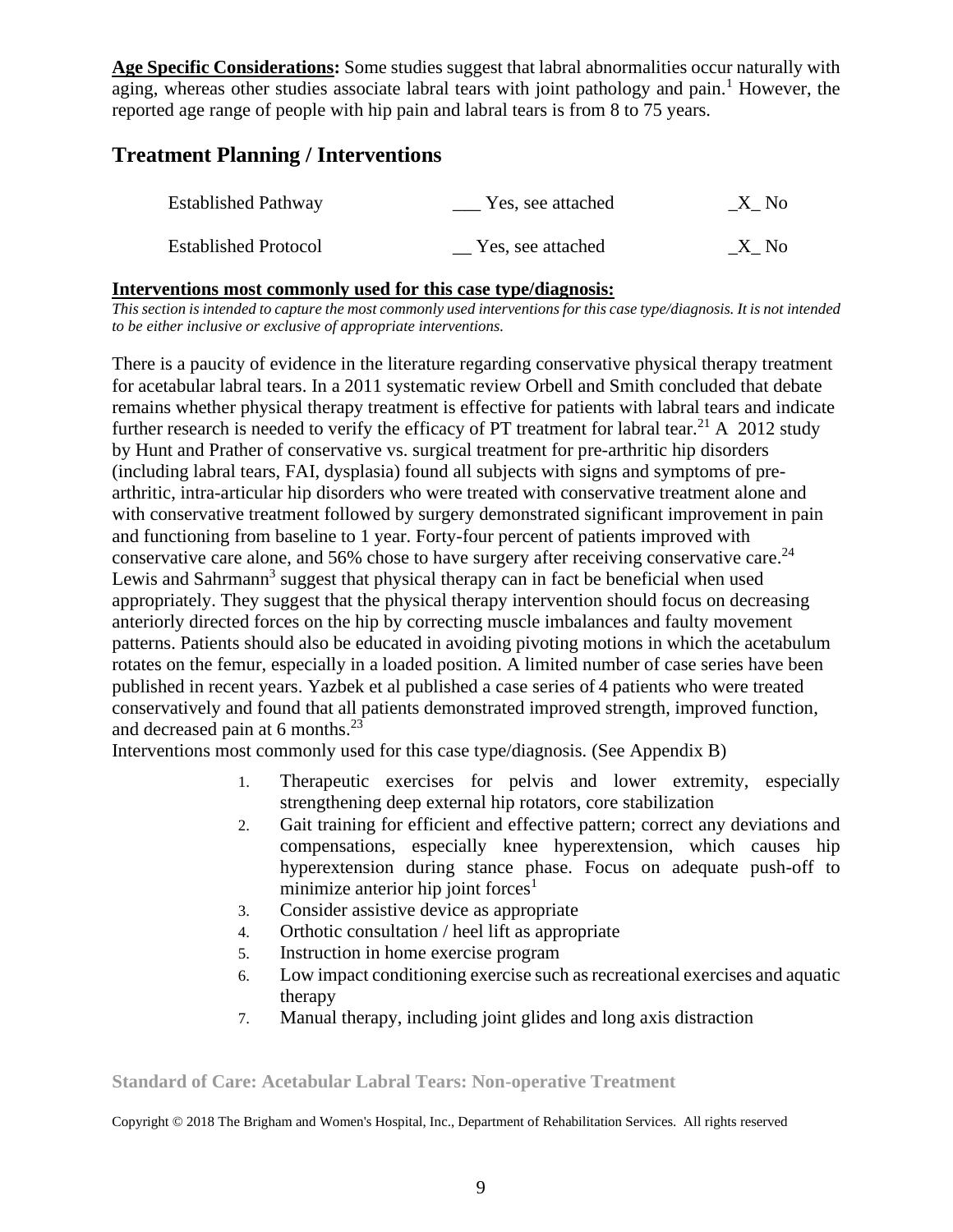**Age Specific Considerations:** Some studies suggest that labral abnormalities occur naturally with aging, whereas other studies associate labral tears with joint pathology and pain.[1] However, the reported age range of people with hip pain and labral tears is from 8 to 75 years.

## Treatment Planning / Interventions

| | | |
|---|---|---|
| Established Pathway | ___ Yes, see attached | _X_ No |
| Established Protocol | __ Yes, see attached | _X_ No |

**Interventions most commonly used for this case type/diagnosis:**

*This section is intended to capture the most commonly used interventions for this case type/diagnosis. It is not intended to be either inclusive or exclusive of appropriate interventions.*

There is a paucity of evidence in the literature regarding conservative physical therapy treatment for acetabular labral tears. In a 2011 systematic review Orbell and Smith concluded that debate remains whether physical therapy treatment is effective for patients with labral tears and indicate further research is needed to verify the efficacy of PT treatment for labral tear.[21] A 2012 study by Hunt and Prather of conservative vs. surgical treatment for pre-arthritic hip disorders (including labral tears, FAI, dysplasia) found all subjects with signs and symptoms of pre-arthritic, intra-articular hip disorders who were treated with conservative treatment alone and with conservative treatment followed by surgery demonstrated significant improvement in pain and functioning from baseline to 1 year. Forty-four percent of patients improved with conservative care alone, and 56% chose to have surgery after receiving conservative care.[24] Lewis and Sahrmann[3] suggest that physical therapy can in fact be beneficial when used appropriately. They suggest that the physical therapy intervention should focus on decreasing anteriorly directed forces on the hip by correcting muscle imbalances and faulty movement patterns. Patients should also be educated in avoiding pivoting motions in which the acetabulum rotates on the femur, especially in a loaded position. A limited number of case series have been published in recent years. Yazbek et al published a case series of 4 patients who were treated conservatively and found that all patients demonstrated improved strength, improved function, and decreased pain at 6 months.[23]

Interventions most commonly used for this case type/diagnosis. (See Appendix B)

1. Therapeutic exercises for pelvis and lower extremity, especially strengthening deep external hip rotators, core stabilization
2. Gait training for efficient and effective pattern; correct any deviations and compensations, especially knee hyperextension, which causes hip hyperextension during stance phase. Focus on adequate push-off to minimize anterior hip joint forces[1]
3. Consider assistive device as appropriate
4. Orthotic consultation / heel lift as appropriate
5. Instruction in home exercise program
6. Low impact conditioning exercise such as recreational exercises and aquatic therapy
7. Manual therapy, including joint glides and long axis distraction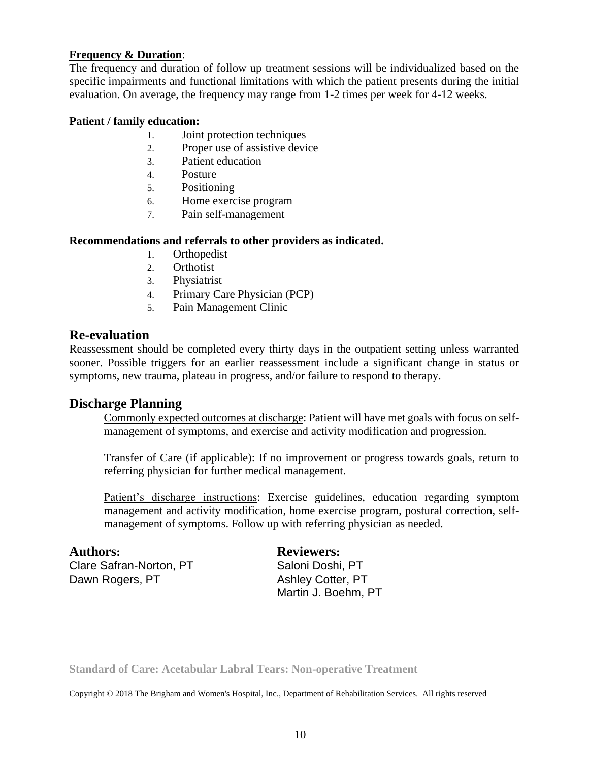**<u>Frequency & Duration</u>**:
The frequency and duration of follow up treatment sessions will be individualized based on the specific impairments and functional limitations with which the patient presents during the initial evaluation. On average, the frequency may range from 1-2 times per week for 4-12 weeks.

**Patient / family education:**

1. Joint protection techniques
2. Proper use of assistive device
3. Patient education
4. Posture
5. Positioning
6. Home exercise program
7. Pain self-management

**Recommendations and referrals to other providers as indicated.**

1. Orthopedist
2. Orthotist
3. Physiatrist
4. Primary Care Physician (PCP)
5. Pain Management Clinic

## Re-evaluation

Reassessment should be completed every thirty days in the outpatient setting unless warranted sooner. Possible triggers for an earlier reassessment include a significant change in status or symptoms, new trauma, plateau in progress, and/or failure to respond to therapy.

## Discharge Planning

<u>Commonly expected outcomes at discharge</u>: Patient will have met goals with focus on self-management of symptoms, and exercise and activity modification and progression.

<u>Transfer of Care (if applicable)</u>: If no improvement or progress towards goals, return to referring physician for further medical management.

<u>Patient's discharge instructions</u>: Exercise guidelines, education regarding symptom management and activity modification, home exercise program, postural correction, self-management of symptoms. Follow up with referring physician as needed.

## Authors:

Clare Safran-Norton, PT
Dawn Rogers, PT

## Reviewers:

Saloni Doshi, PT
Ashley Cotter, PT
Martin J. Boehm, PT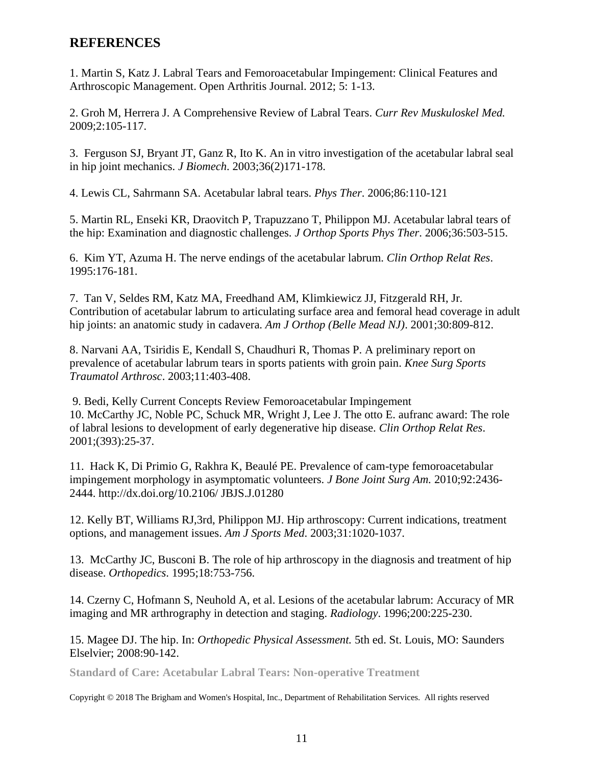## REFERENCES

1. Martin S, Katz J. Labral Tears and Femoroacetabular Impingement: Clinical Features and Arthroscopic Management. Open Arthritis Journal. 2012; 5: 1-13.

2. Groh M, Herrera J. A Comprehensive Review of Labral Tears. *Curr Rev Muskuloskel Med.* 2009;2:105-117.

3. Ferguson SJ, Bryant JT, Ganz R, Ito K. An in vitro investigation of the acetabular labral seal in hip joint mechanics. *J Biomech*. 2003;36(2)171-178.

4. Lewis CL, Sahrmann SA. Acetabular labral tears. *Phys Ther*. 2006;86:110-121

5. Martin RL, Enseki KR, Draovitch P, Trapuzzano T, Philippon MJ. Acetabular labral tears of the hip: Examination and diagnostic challenges. *J Orthop Sports Phys Ther*. 2006;36:503-515.

6. Kim YT, Azuma H. The nerve endings of the acetabular labrum. *Clin Orthop Relat Res*. 1995:176-181.

7. Tan V, Seldes RM, Katz MA, Freedhand AM, Klimkiewicz JJ, Fitzgerald RH, Jr. Contribution of acetabular labrum to articulating surface area and femoral head coverage in adult hip joints: an anatomic study in cadavera. *Am J Orthop (Belle Mead NJ)*. 2001;30:809-812.

8. Narvani AA, Tsiridis E, Kendall S, Chaudhuri R, Thomas P. A preliminary report on prevalence of acetabular labrum tears in sports patients with groin pain. *Knee Surg Sports Traumatol Arthrosc*. 2003;11:403-408.

9. Bedi, Kelly Current Concepts Review Femoroacetabular Impingement

10. McCarthy JC, Noble PC, Schuck MR, Wright J, Lee J. The otto E. aufranc award: The role of labral lesions to development of early degenerative hip disease. *Clin Orthop Relat Res*. 2001;(393):25-37.

11. Hack K, Di Primio G, Rakhra K, Beaulé PE. Prevalence of cam-type femoroacetabular impingement morphology in asymptomatic volunteers. *J Bone Joint Surg Am.* 2010;92:2436-2444. http://dx.doi.org/10.2106/ JBJS.J.01280

12. Kelly BT, Williams RJ,3rd, Philippon MJ. Hip arthroscopy: Current indications, treatment options, and management issues. *Am J Sports Med*. 2003;31:1020-1037.

13. McCarthy JC, Busconi B. The role of hip arthroscopy in the diagnosis and treatment of hip disease. *Orthopedics*. 1995;18:753-756.

14. Czerny C, Hofmann S, Neuhold A, et al. Lesions of the acetabular labrum: Accuracy of MR imaging and MR arthrography in detection and staging. *Radiology*. 1996;200:225-230.

15. Magee DJ. The hip. In: *Orthopedic Physical Assessment.* 5th ed. St. Louis, MO: Saunders Elselvier; 2008:90-142.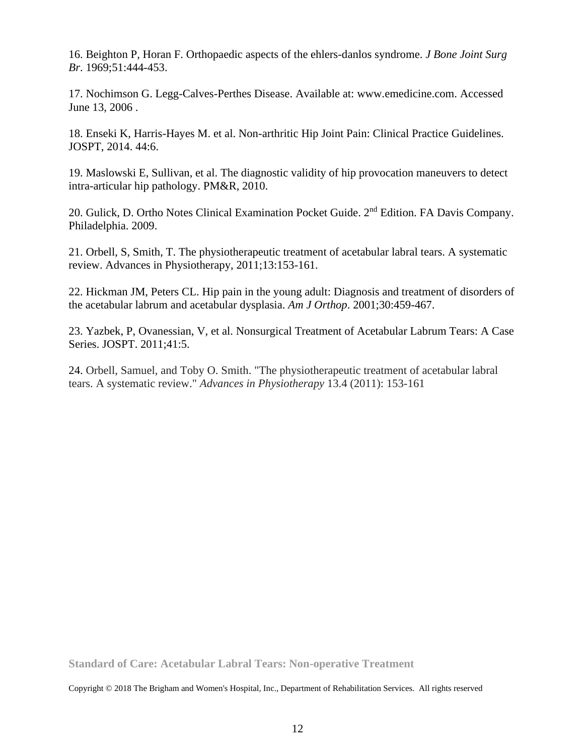16. Beighton P, Horan F. Orthopaedic aspects of the ehlers-danlos syndrome. *J Bone Joint Surg Br*. 1969;51:444-453.

17. Nochimson G. Legg-Calves-Perthes Disease. Available at: www.emedicine.com. Accessed June 13, 2006 .

18. Enseki K, Harris-Hayes M. et al. Non-arthritic Hip Joint Pain: Clinical Practice Guidelines. JOSPT, 2014. 44:6.

19. Maslowski E, Sullivan, et al. The diagnostic validity of hip provocation maneuvers to detect intra-articular hip pathology. PM&R, 2010.

20. Gulick, D. Ortho Notes Clinical Examination Pocket Guide. 2nd Edition. FA Davis Company. Philadelphia. 2009.

21. Orbell, S, Smith, T. The physiotherapeutic treatment of acetabular labral tears. A systematic review. Advances in Physiotherapy, 2011;13:153-161.

22. Hickman JM, Peters CL. Hip pain in the young adult: Diagnosis and treatment of disorders of the acetabular labrum and acetabular dysplasia. *Am J Orthop*. 2001;30:459-467.

23. Yazbek, P, Ovanessian, V, et al. Nonsurgical Treatment of Acetabular Labrum Tears: A Case Series. JOSPT. 2011;41:5.

24. Orbell, Samuel, and Toby O. Smith. "The physiotherapeutic treatment of acetabular labral tears. A systematic review." *Advances in Physiotherapy* 13.4 (2011): 153-161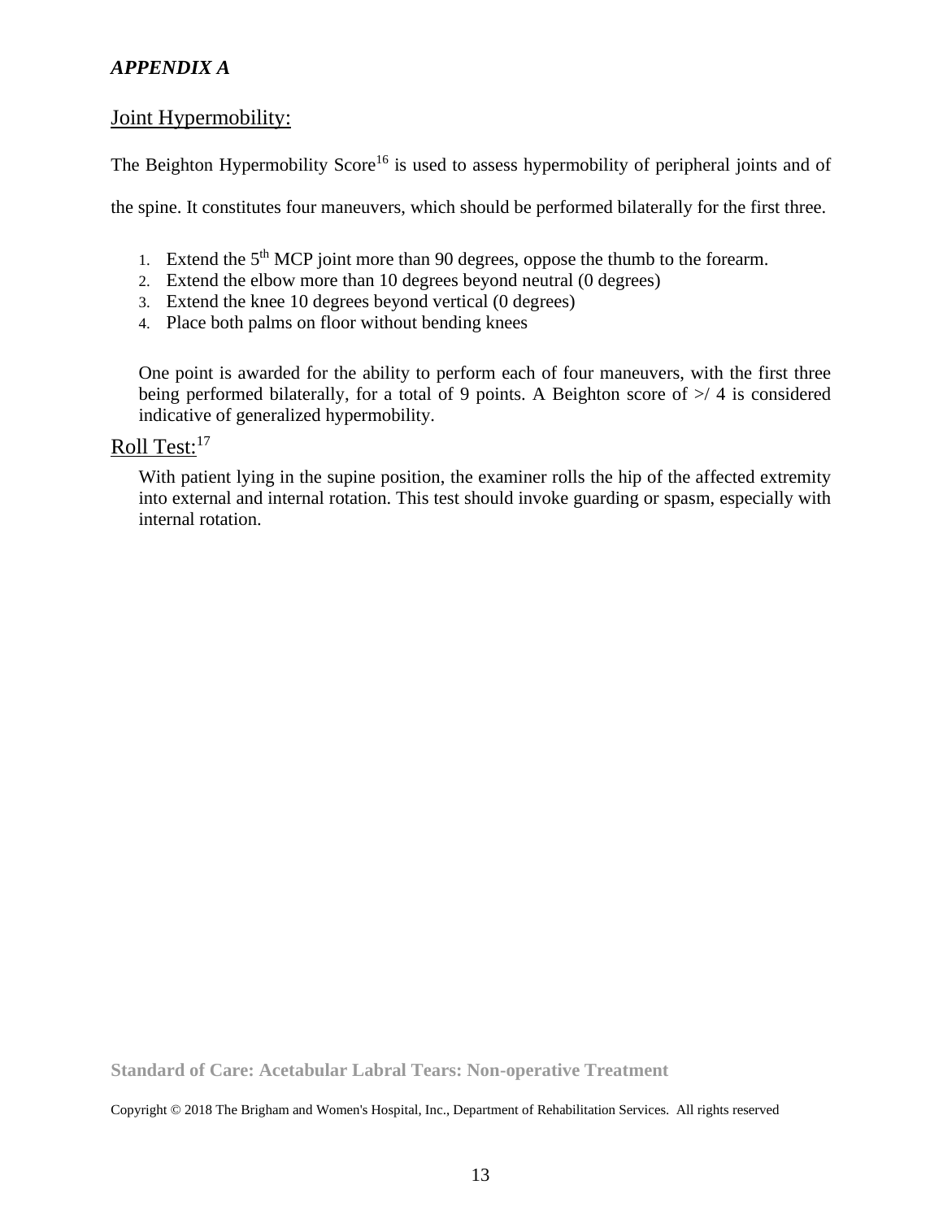***APPENDIX A***

## Joint Hypermobility:

The Beighton Hypermobility Score[16] is used to assess hypermobility of peripheral joints and of the spine. It constitutes four maneuvers, which should be performed bilaterally for the first three.

1. Extend the 5th MCP joint more than 90 degrees, oppose the thumb to the forearm.
2. Extend the elbow more than 10 degrees beyond neutral (0 degrees)
3. Extend the knee 10 degrees beyond vertical (0 degrees)
4. Place both palms on floor without bending knees

One point is awarded for the ability to perform each of four maneuvers, with the first three being performed bilaterally, for a total of 9 points. A Beighton score of >/ 4 is considered indicative of generalized hypermobility.

## Roll Test:[17]

With patient lying in the supine position, the examiner rolls the hip of the affected extremity into external and internal rotation. This test should invoke guarding or spasm, especially with internal rotation.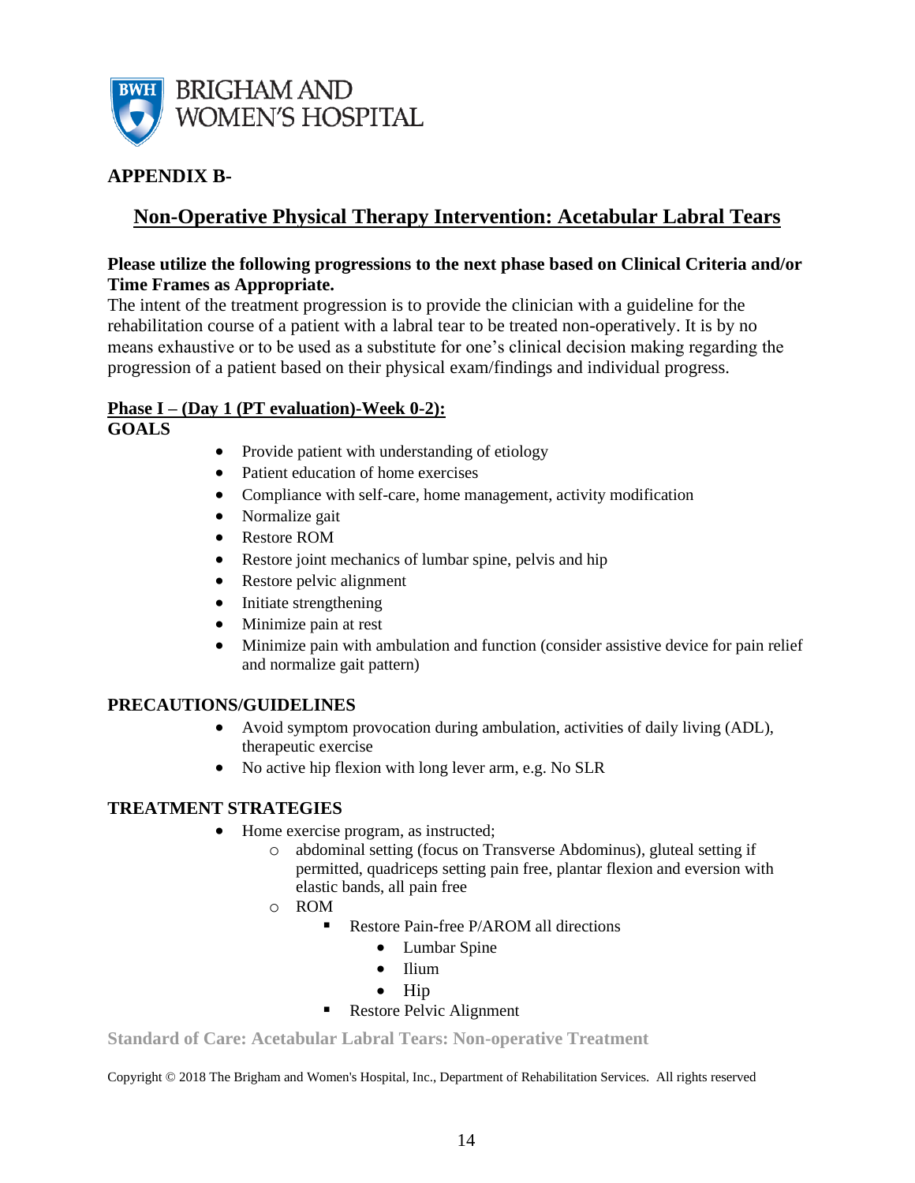**BRIGHAM AND WOMEN'S HOSPITAL**

## APPENDIX B-

# Non-Operative Physical Therapy Intervention: Acetabular Labral Tears

**Please utilize the following progressions to the next phase based on Clinical Criteria and/or Time Frames as Appropriate.**

The intent of the treatment progression is to provide the clinician with a guideline for the rehabilitation course of a patient with a labral tear to be treated non-operatively. It is by no means exhaustive or to be used as a substitute for one's clinical decision making regarding the progression of a patient based on their physical exam/findings and individual progress.

## Phase I – (Day 1 (PT evaluation)-Week 0-2):

### GOALS

- Provide patient with understanding of etiology
- Patient education of home exercises
- Compliance with self-care, home management, activity modification
- Normalize gait
- Restore ROM
- Restore joint mechanics of lumbar spine, pelvis and hip
- Restore pelvic alignment
- Initiate strengthening
- Minimize pain at rest
- Minimize pain with ambulation and function (consider assistive device for pain relief and normalize gait pattern)

### PRECAUTIONS/GUIDELINES

- Avoid symptom provocation during ambulation, activities of daily living (ADL), therapeutic exercise
- No active hip flexion with long lever arm, e.g. No SLR

### TREATMENT STRATEGIES

- Home exercise program, as instructed;
  - abdominal setting (focus on Transverse Abdominus), gluteal setting if permitted, quadriceps setting pain free, plantar flexion and eversion with elastic bands, all pain free
  - ROM
    - Restore Pain-free P/AROM all directions
      - Lumbar Spine
      - Ilium
      - Hip
    - Restore Pelvic Alignment

Standard of Care: Acetabular Labral Tears: Non-operative Treatment

Copyright © 2018 The Brigham and Women's Hospital, Inc., Department of Rehabilitation Services. All rights reserved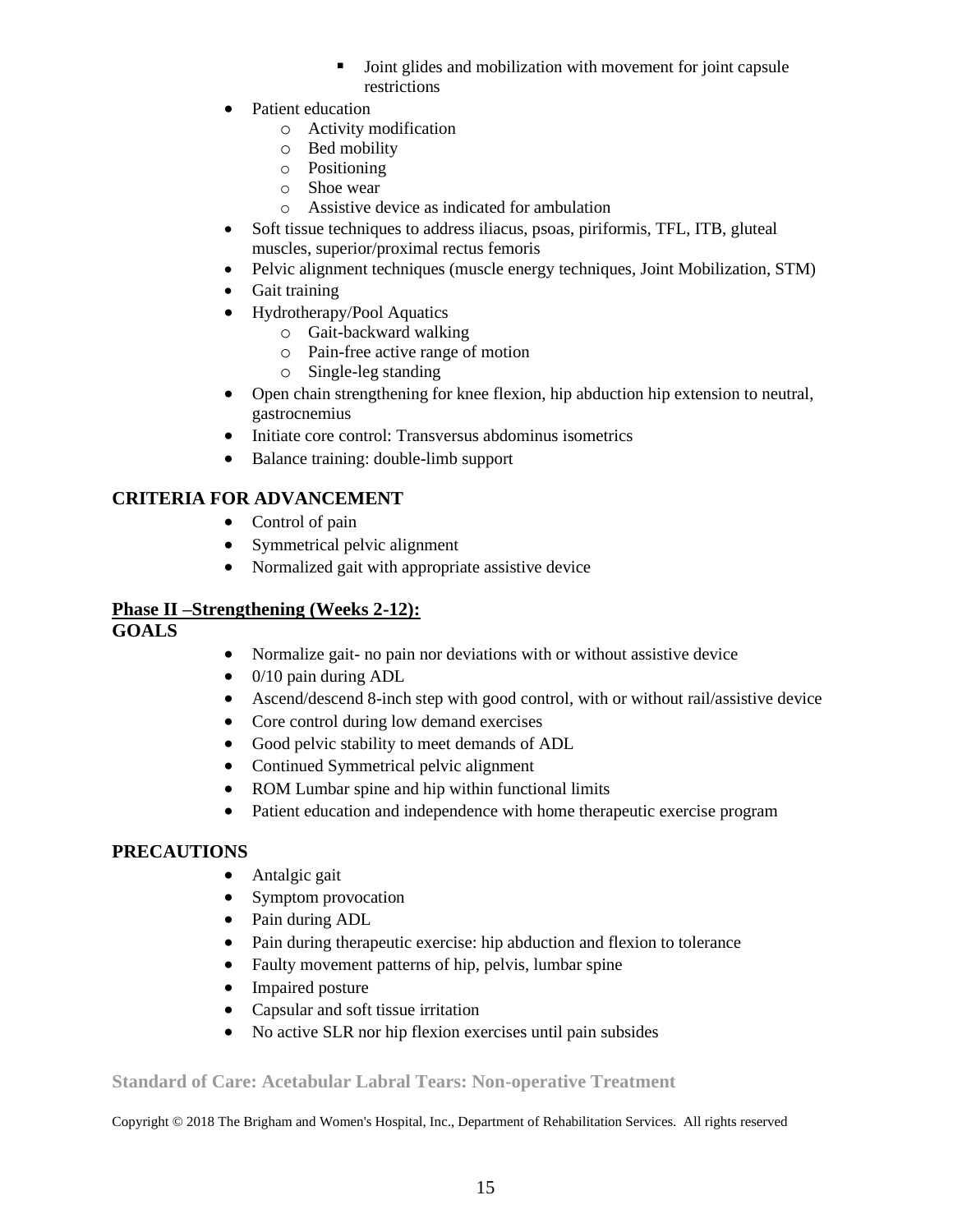- Joint glides and mobilization with movement for joint capsule restrictions
- Patient education
    - Activity modification
    - Bed mobility
    - Positioning
    - Shoe wear
    - Assistive device as indicated for ambulation
- Soft tissue techniques to address iliacus, psoas, piriformis, TFL, ITB, gluteal muscles, superior/proximal rectus femoris
- Pelvic alignment techniques (muscle energy techniques, Joint Mobilization, STM)
- Gait training
- Hydrotherapy/Pool Aquatics
    - Gait-backward walking
    - Pain-free active range of motion
    - Single-leg standing
- Open chain strengthening for knee flexion, hip abduction hip extension to neutral, gastrocnemius
- Initiate core control: Transversus abdominus isometrics
- Balance training: double-limb support

**CRITERIA FOR ADVANCEMENT**

- Control of pain
- Symmetrical pelvic alignment
- Normalized gait with appropriate assistive device

## Phase II –Strengthening (Weeks 2-12):

**GOALS**

- Normalize gait- no pain nor deviations with or without assistive device
- 0/10 pain during ADL
- Ascend/descend 8-inch step with good control, with or without rail/assistive device
- Core control during low demand exercises
- Good pelvic stability to meet demands of ADL
- Continued Symmetrical pelvic alignment
- ROM Lumbar spine and hip within functional limits
- Patient education and independence with home therapeutic exercise program

**PRECAUTIONS**

- Antalgic gait
- Symptom provocation
- Pain during ADL
- Pain during therapeutic exercise: hip abduction and flexion to tolerance
- Faulty movement patterns of hip, pelvis, lumbar spine
- Impaired posture
- Capsular and soft tissue irritation
- No active SLR nor hip flexion exercises until pain subsides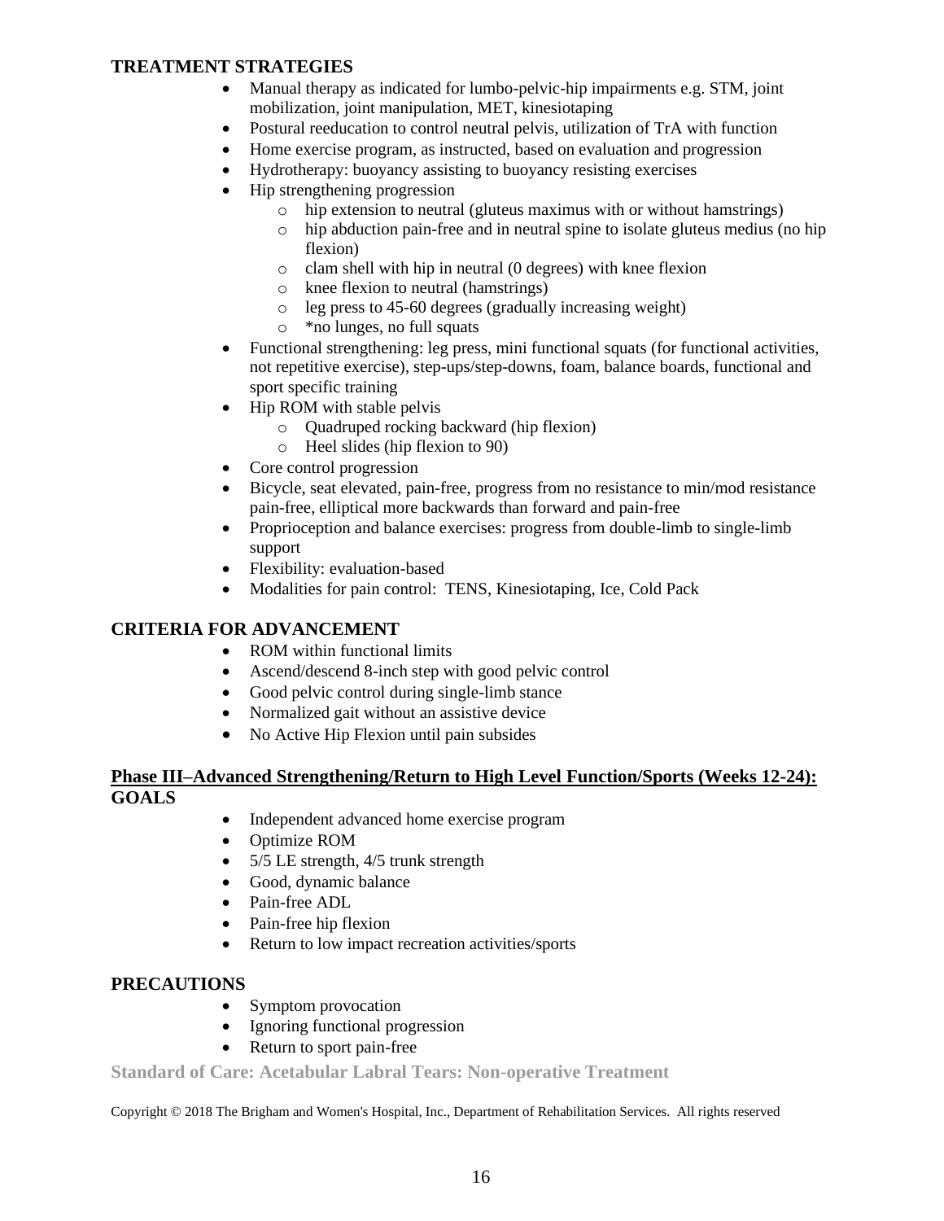**TREATMENT STRATEGIES**

- Manual therapy as indicated for lumbo-pelvic-hip impairments e.g. STM, joint mobilization, joint manipulation, MET, kinesiotaping
- Postural reeducation to control neutral pelvis, utilization of TrA with function
- Home exercise program, as instructed, based on evaluation and progression
- Hydrotherapy: buoyancy assisting to buoyancy resisting exercises
- Hip strengthening progression
  - hip extension to neutral (gluteus maximus with or without hamstrings)
  - hip abduction pain-free and in neutral spine to isolate gluteus medius (no hip flexion)
  - clam shell with hip in neutral (0 degrees) with knee flexion
  - knee flexion to neutral (hamstrings)
  - leg press to 45-60 degrees (gradually increasing weight)
  - *no lunges, no full squats
- Functional strengthening: leg press, mini functional squats (for functional activities, not repetitive exercise), step-ups/step-downs, foam, balance boards, functional and sport specific training
- Hip ROM with stable pelvis
  - Quadruped rocking backward (hip flexion)
  - Heel slides (hip flexion to 90)
- Core control progression
- Bicycle, seat elevated, pain-free, progress from no resistance to min/mod resistance pain-free, elliptical more backwards than forward and pain-free
- Proprioception and balance exercises: progress from double-limb to single-limb support
- Flexibility: evaluation-based
- Modalities for pain control: TENS, Kinesiotaping, Ice, Cold Pack

**CRITERIA FOR ADVANCEMENT**

- ROM within functional limits
- Ascend/descend 8-inch step with good pelvic control
- Good pelvic control during single-limb stance
- Normalized gait without an assistive device
- No Active Hip Flexion until pain subsides

**Phase III–Advanced Strengthening/Return to High Level Function/Sports (Weeks 12-24):**

**GOALS**

- Independent advanced home exercise program
- Optimize ROM
- 5/5 LE strength, 4/5 trunk strength
- Good, dynamic balance
- Pain-free ADL
- Pain-free hip flexion
- Return to low impact recreation activities/sports

**PRECAUTIONS**

- Symptom provocation
- Ignoring functional progression
- Return to sport pain-free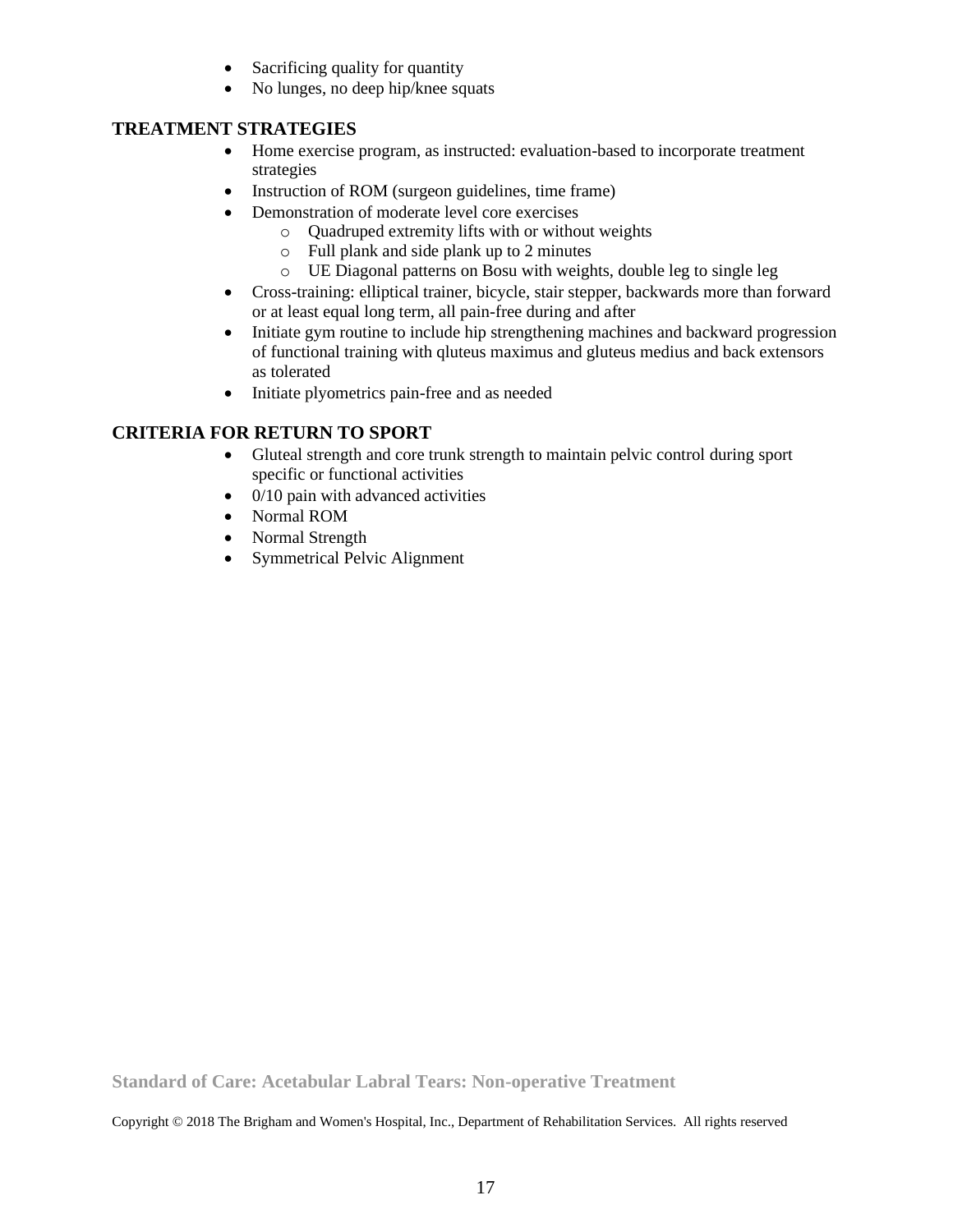- Sacrificing quality for quantity
- No lunges, no deep hip/knee squats

## TREATMENT STRATEGIES

- Home exercise program, as instructed: evaluation-based to incorporate treatment strategies
- Instruction of ROM (surgeon guidelines, time frame)
- Demonstration of moderate level core exercises
    - Quadruped extremity lifts with or without weights
    - Full plank and side plank up to 2 minutes
    - UE Diagonal patterns on Bosu with weights, double leg to single leg
- Cross-training: elliptical trainer, bicycle, stair stepper, backwards more than forward or at least equal long term, all pain-free during and after
- Initiate gym routine to include hip strengthening machines and backward progression of functional training with qluteus maximus and gluteus medius and back extensors as tolerated
- Initiate plyometrics pain-free and as needed

## CRITERIA FOR RETURN TO SPORT

- Gluteal strength and core trunk strength to maintain pelvic control during sport specific or functional activities
- 0/10 pain with advanced activities
- Normal ROM
- Normal Strength
- Symmetrical Pelvic Alignment